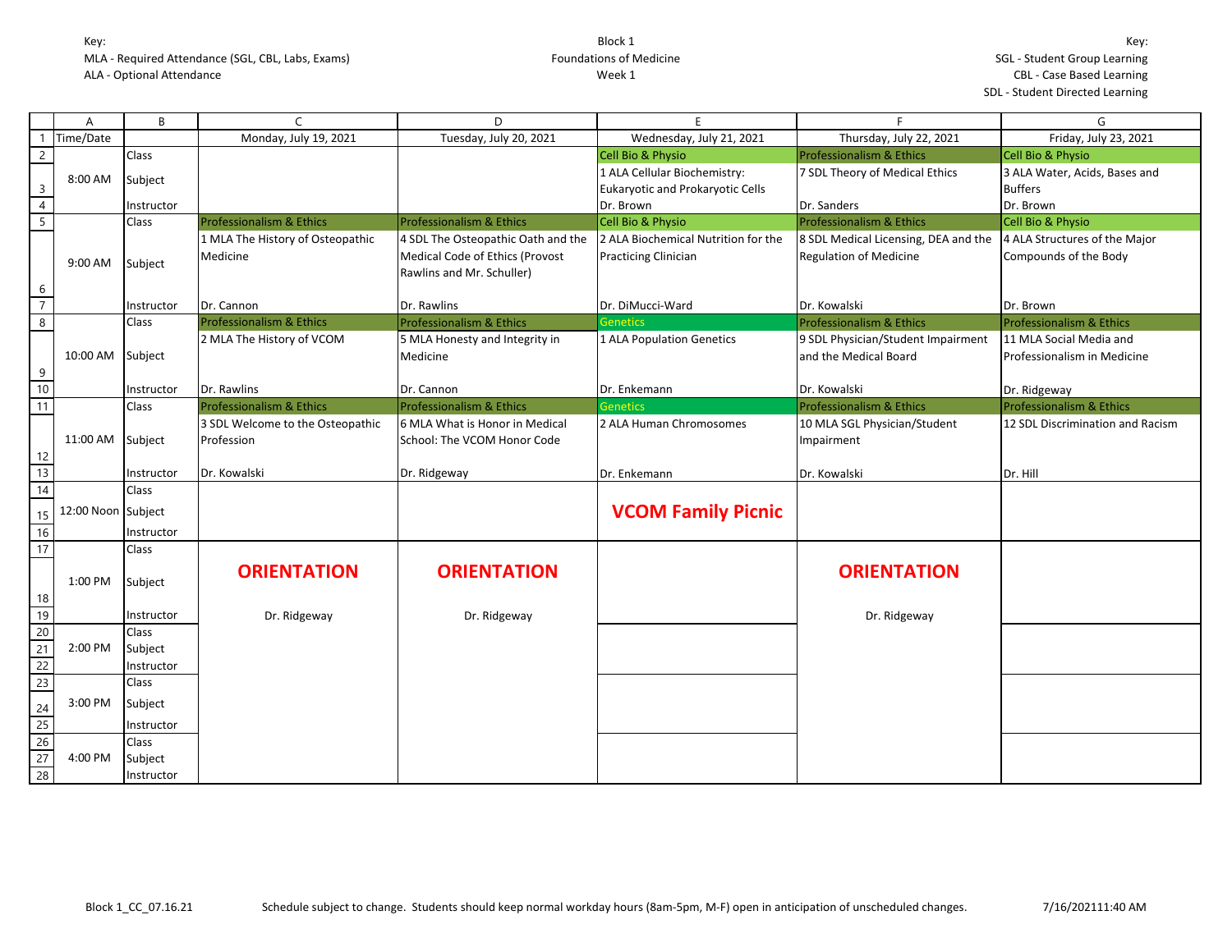Key:
MLA - Required Attendance (SGL, CBL, Labs, Exams)
ALA - Optional Attendance

Block 1
Foundations of Medicine
Week 1

Key:
SGL - Student Group Learning
CBL - Case Based Learning
SDL - Student Directed Learning

| | A | B | C | D | E | F | G |
|---|---|---|---|---|---|---|---|
| 1 | Time/Date | | Monday, July 19, 2021 | Tuesday, July 20, 2021 | Wednesday, July 21, 2021 | Thursday, July 22, 2021 | Friday, July 23, 2021 |
| 2 | 8:00 AM | Class | | | Cell Bio & Physio | Professionalism & Ethics | Cell Bio & Physio |
| 3 | | Subject | | | 1 ALA Cellular Biochemistry: Eukaryotic and Prokaryotic Cells | 7 SDL Theory of Medical Ethics | 3 ALA Water, Acids, Bases and Buffers |
| 4 | | Instructor | | | Dr. Brown | Dr. Sanders | Dr. Brown |
| 5 | 9:00 AM | Class | Professionalism & Ethics | Professionalism & Ethics | Cell Bio & Physio | Professionalism & Ethics | Cell Bio & Physio |
| 6 | | Subject | 1 MLA The History of Osteopathic Medicine | 4 SDL The Osteopathic Oath and the Medical Code of Ethics (Provost Rawlins and Mr. Schuller) | 2 ALA Biochemical Nutrition for the Practicing Clinician | 8 SDL Medical Licensing, DEA and the Regulation of Medicine | 4 ALA Structures of the Major Compounds of the Body |
| 7 | | Instructor | Dr. Cannon | Dr. Rawlins | Dr. DiMucci-Ward | Dr. Kowalski | Dr. Brown |
| 8 | 10:00 AM | Class | Professionalism & Ethics | Professionalism & Ethics | Genetics | Professionalism & Ethics | Professionalism & Ethics |
| 9 | | Subject | 2 MLA The History of VCOM | 5 MLA Honesty and Integrity in Medicine | 1 ALA Population Genetics | 9 SDL Physician/Student Impairment and the Medical Board | 11 MLA Social Media and Professionalism in Medicine |
| 10 | | Instructor | Dr. Rawlins | Dr. Cannon | Dr. Enkemann | Dr. Kowalski | Dr. Ridgeway |
| 11 | 11:00 AM | Class | Professionalism & Ethics | Professionalism & Ethics | Genetics | Professionalism & Ethics | Professionalism & Ethics |
| 12 | | Subject | 3 SDL Welcome to the Osteopathic Profession | 6 MLA What is Honor in Medical School: The VCOM Honor Code | 2 ALA Human Chromosomes | 10 MLA SGL Physician/Student Impairment | 12 SDL Discrimination and Racism |
| 13 | | Instructor | Dr. Kowalski | Dr. Ridgeway | Dr. Enkemann | Dr. Kowalski | Dr. Hill |
| 14 | 12:00 Noon | Class | | | **VCOM Family Picnic** | | |
| 15 | | Subject | | | | | |
| 16 | | Instructor | | | | | |
| 17 | 1:00 PM | Class | **ORIENTATION** | **ORIENTATION** | | **ORIENTATION** | |
| 18 | | Subject | | | | | |
| 19 | | Instructor | Dr. Ridgeway | Dr. Ridgeway | | Dr. Ridgeway | |
| 20 | 2:00 PM | Class | | | | | |
| 21 | | Subject | | | | | |
| 22 | | Instructor | | | | | |
| 23 | 3:00 PM | Class | | | | | |
| 24 | | Subject | | | | | |
| 25 | | Instructor | | | | | |
| 26 | 4:00 PM | Class | | | | | |
| 27 | | Subject | | | | | |
| 28 | | Instructor | | | | | |

Block 1_CC_07.16.21 Schedule subject to change. Students should keep normal workday hours (8am-5pm, M-F) open in anticipation of unscheduled changes. 7/16/202111:40 AM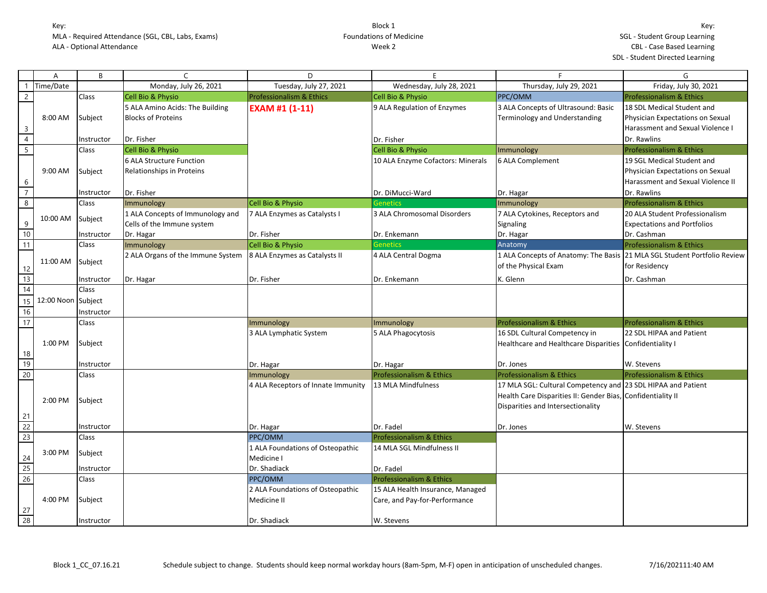Key:
MLA - Required Attendance (SGL, CBL, Labs, Exams)
ALA - Optional Attendance

Block 1
Foundations of Medicine
Week 2

Key:
SGL - Student Group Learning
CBL - Case Based Learning
SDL - Student Directed Learning

| | A | B | C | D | E | F | G |
|---|---|---|---|---|---|---|---|
| 1 | Time/Date | | Monday, July 26, 2021 | Tuesday, July 27, 2021 | Wednesday, July 28, 2021 | Thursday, July 29, 2021 | Friday, July 30, 2021 |
| 2 | | Class | Cell Bio & Physio | Professionalism & Ethics | Cell Bio & Physio | PPC/OMM | Professionalism & Ethics |
| 3 | 8:00 AM | Subject | 5 ALA Amino Acids: The Building Blocks of Proteins | **EXAM #1 (1-11)** | 9 ALA Regulation of Enzymes | 3 ALA Concepts of Ultrasound: Basic Terminology and Understanding | 18 SDL Medical Student and Physician Expectations on Sexual Harassment and Sexual Violence I |
| 4 | | Instructor | Dr. Fisher | | Dr. Fisher | | Dr. Rawlins |
| 5 | | Class | Cell Bio & Physio | | Cell Bio & Physio | Immunology | Professionalism & Ethics |
| 6 | 9:00 AM | Subject | 6 ALA Structure Function Relationships in Proteins | | 10 ALA Enzyme Cofactors: Minerals | 6 ALA Complement | 19 SGL Medical Student and Physician Expectations on Sexual Harassment and Sexual Violence II |
| 7 | | Instructor | Dr. Fisher | | Dr. DiMucci-Ward | Dr. Hagar | Dr. Rawlins |
| 8 | | Class | Immunology | Cell Bio & Physio | Genetics | Immunology | Professionalism & Ethics |
| 9 | 10:00 AM | Subject | 1 ALA Concepts of Immunology and Cells of the Immune system | 7 ALA Enzymes as Catalysts I | 3 ALA Chromosomal Disorders | 7 ALA Cytokines, Receptors and Signaling | 20 ALA Student Professionalism Expectations and Portfolios |
| 10 | | Instructor | Dr. Hagar | Dr. Fisher | Dr. Enkemann | Dr. Hagar | Dr. Cashman |
| 11 | | Class | Immunology | Cell Bio & Physio | Genetics | Anatomy | Professionalism & Ethics |
| 12 | 11:00 AM | Subject | 2 ALA Organs of the Immune System | 8 ALA Enzymes as Catalysts II | 4 ALA Central Dogma | 1 ALA Concepts of Anatomy: The Basis of the Physical Exam | 21 MLA SGL Student Portfolio Review for Residency |
| 13 | | Instructor | Dr. Hagar | Dr. Fisher | Dr. Enkemann | K. Glenn | Dr. Cashman |
| 14 | | Class | | | | | |
| 15 | 12:00 Noon | Subject | | | | | |
| 16 | | Instructor | | | | | |
| 17 | | Class | | Immunology | Immunology | Professionalism & Ethics | Professionalism & Ethics |
| 18 | 1:00 PM | Subject | | 3 ALA Lymphatic System | 5 ALA Phagocytosis | 16 SDL Cultural Competency in Healthcare and Healthcare Disparities | 22 SDL HIPAA and Patient Confidentiality I |
| 19 | | Instructor | | Dr. Hagar | Dr. Hagar | Dr. Jones | W. Stevens |
| 20 | | Class | | Immunology | Professionalism & Ethics | Professionalism & Ethics | Professionalism & Ethics |
| 21 | 2:00 PM | Subject | | 4 ALA Receptors of Innate Immunity | 13 MLA Mindfulness | 17 MLA SGL: Cultural Competency and Health Care Disparities II: Gender Bias, Disparities and Intersectionality | 23 SDL HIPAA and Patient Confidentiality II |
| 22 | | Instructor | | Dr. Hagar | Dr. Fadel | Dr. Jones | W. Stevens |
| 23 | | Class | | PPC/OMM | Professionalism & Ethics | | |
| 24 | 3:00 PM | Subject | | 1 ALA Foundations of Osteopathic Medicine I | 14 MLA SGL Mindfulness II | | |
| 25 | | Instructor | | Dr. Shadiack | Dr. Fadel | | |
| 26 | | Class | | PPC/OMM | Professionalism & Ethics | | |
| 27 | 4:00 PM | Subject | | 2 ALA Foundations of Osteopathic Medicine II | 15 ALA Health Insurance, Managed Care, and Pay-for-Performance | | |
| 28 | | Instructor | | Dr. Shadiack | W. Stevens | | |

Block 1_CC_07.16.21 Schedule subject to change. Students should keep normal workday hours (8am-5pm, M-F) open in anticipation of unscheduled changes. 7/16/202111:40 AM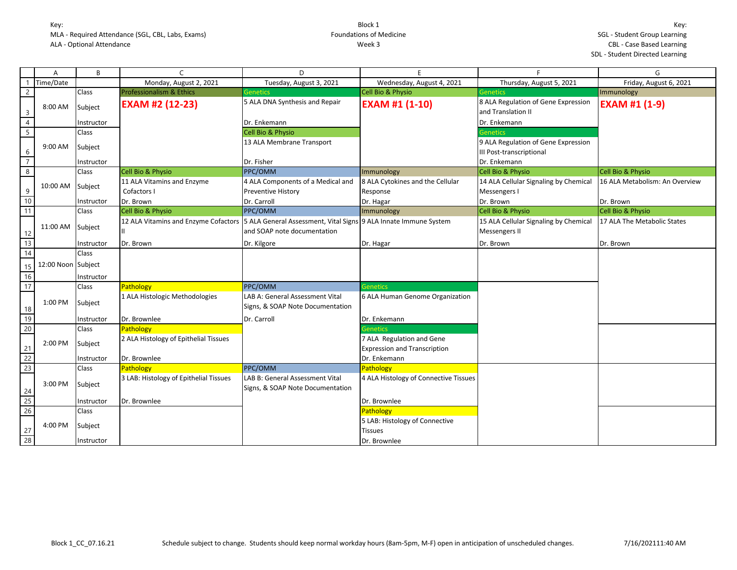Key:
MLA - Required Attendance (SGL, CBL, Labs, Exams)
ALA - Optional Attendance

Block 1
Foundations of Medicine
Week 3

Key:
SGL - Student Group Learning
CBL - Case Based Learning
SDL - Student Directed Learning

| | A | B | C | D | E | F | G |
|---|---|---|---|---|---|---|---|
| 1 | Time/Date | | Monday, August 2, 2021 | Tuesday, August 3, 2021 | Wednesday, August 4, 2021 | Thursday, August 5, 2021 | Friday, August 6, 2021 |
| 2 | 8:00 AM | Class | Professionalism & Ethics | Genetics | Cell Bio & Physio | Genetics | Immunology |
| 3 | | Subject | **EXAM #2 (12-23)** | 5 ALA DNA Synthesis and Repair | **EXAM #1 (1-10)** | 8 ALA Regulation of Gene Expression and Translation II | **EXAM #1 (1-9)** |
| 4 | | Instructor | | Dr. Enkemann | | Dr. Enkemann | |
| 5 | 9:00 AM | Class | | Cell Bio & Physio | | Genetics | |
| 6 | | Subject | | 13 ALA Membrane Transport | | 9 ALA Regulation of Gene Expression III Post-transcriptional | |
| 7 | | Instructor | | Dr. Fisher | | Dr. Enkemann | |
| 8 | 10:00 AM | Class | Cell Bio & Physio | PPC/OMM | Immunology | Cell Bio & Physio | Cell Bio & Physio |
| 9 | | Subject | 11 ALA Vitamins and Enzyme Cofactors I | 4 ALA Components of a Medical and Preventive History | 8 ALA Cytokines and the Cellular Response | 14 ALA Cellular Signaling by Chemical Messengers I | 16 ALA Metabolism: An Overview |
| 10 | | Instructor | Dr. Brown | Dr. Carroll | Dr. Hagar | Dr. Brown | Dr. Brown |
| 11 | 11:00 AM | Class | Cell Bio & Physio | PPC/OMM | Immunology | Cell Bio & Physio | Cell Bio & Physio |
| 12 | | Subject | 12 ALA Vitamins and Enzyme Cofactors II | 5 ALA General Assessment, Vital Signs and SOAP note documentation | 9 ALA Innate Immune System | 15 ALA Cellular Signaling by Chemical Messengers II | 17 ALA The Metabolic States |
| 13 | | Instructor | Dr. Brown | Dr. Kilgore | Dr. Hagar | Dr. Brown | Dr. Brown |
| 14 | 12:00 Noon | Class | | | | | |
| 15 | | Subject | | | | | |
| 16 | | Instructor | | | | | |
| 17 | 1:00 PM | Class | Pathology | PPC/OMM | Genetics | | |
| 18 | | Subject | 1 ALA Histologic Methodologies | LAB A: General Assessment Vital Signs, & SOAP Note Documentation | 6 ALA Human Genome Organization | | |
| 19 | | Instructor | Dr. Brownlee | Dr. Carroll | Dr. Enkemann | | |
| 20 | 2:00 PM | Class | Pathology | | Genetics | | |
| 21 | | Subject | 2 ALA Histology of Epithelial Tissues | | 7 ALA Regulation and Gene Expression and Transcription | | |
| 22 | | Instructor | Dr. Brownlee | | Dr. Enkemann | | |
| 23 | 3:00 PM | Class | Pathology | PPC/OMM | Pathology | | |
| 24 | | Subject | 3 LAB: Histology of Epithelial Tissues | LAB B: General Assessment Vital Signs, & SOAP Note Documentation | 4 ALA Histology of Connective Tissues | | |
| 25 | | Instructor | Dr. Brownlee | | Dr. Brownlee | | |
| 26 | 4:00 PM | Class | | | Pathology | | |
| 27 | | Subject | | | 5 LAB: Histology of Connective Tissues | | |
| 28 | | Instructor | | | Dr. Brownlee | | |

Block 1_CC_07.16.21 Schedule subject to change. Students should keep normal workday hours (8am-5pm, M-F) open in anticipation of unscheduled changes. 7/16/202111:40 AM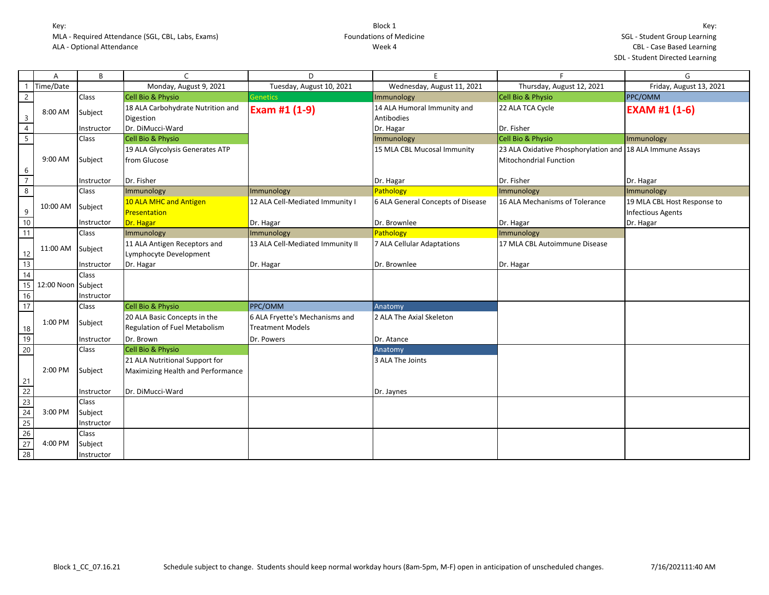Key:
MLA - Required Attendance (SGL, CBL, Labs, Exams)
ALA - Optional Attendance

Block 1
Foundations of Medicine
Week 4

Key:
SGL - Student Group Learning
CBL - Case Based Learning
SDL - Student Directed Learning

| | A | B | C | D | E | F | G |
|---|---|---|---|---|---|---|---|
| 1 | Time/Date | | Monday, August 9, 2021 | Tuesday, August 10, 2021 | Wednesday, August 11, 2021 | Thursday, August 12, 2021 | Friday, August 13, 2021 |
| 2 | 8:00 AM | Class | Cell Bio & Physio | Genetics | Immunology | Cell Bio & Physio | PPC/OMM |
| 3 | | Subject | 18 ALA Carbohydrate Nutrition and Digestion | **Exam #1 (1-9)** | 14 ALA Humoral Immunity and Antibodies | 22 ALA TCA Cycle | **EXAM #1 (1-6)** |
| 4 | | Instructor | Dr. DiMucci-Ward | | Dr. Hagar | Dr. Fisher | |
| 5 | 9:00 AM | Class | Cell Bio & Physio | | Immunology | Cell Bio & Physio | Immunology |
| 6 | | Subject | 19 ALA Glycolysis Generates ATP from Glucose | | 15 MLA CBL Mucosal Immunity | 23 ALA Oxidative Phosphorylation and Mitochondrial Function | 18 ALA Immune Assays |
| 7 | | Instructor | Dr. Fisher | | Dr. Hagar | Dr. Fisher | Dr. Hagar |
| 8 | 10:00 AM | Class | Immunology | Immunology | Pathology | Immunology | Immunology |
| 9 | | Subject | 10 ALA MHC and Antigen Presentation | 12 ALA Cell-Mediated Immunity I | 6 ALA General Concepts of Disease | 16 ALA Mechanisms of Tolerance | 19 MLA CBL Host Response to Infectious Agents |
| 10 | | Instructor | Dr. Hagar | Dr. Hagar | Dr. Brownlee | Dr. Hagar | Dr. Hagar |
| 11 | 11:00 AM | Class | Immunology | Immunology | Pathology | Immunology | |
| 12 | | Subject | 11 ALA Antigen Receptors and Lymphocyte Development | 13 ALA Cell-Mediated Immunity II | 7 ALA Cellular Adaptations | 17 MLA CBL Autoimmune Disease | |
| 13 | | Instructor | Dr. Hagar | Dr. Hagar | Dr. Brownlee | Dr. Hagar | |
| 14 | 12:00 Noon | Class | | | | | |
| 15 | | Subject | | | | | |
| 16 | | Instructor | | | | | |
| 17 | 1:00 PM | Class | Cell Bio & Physio | PPC/OMM | Anatomy | | |
| 18 | | Subject | 20 ALA Basic Concepts in the Regulation of Fuel Metabolism | 6 ALA Fryette's Mechanisms and Treatment Models | 2 ALA The Axial Skeleton | | |
| 19 | | Instructor | Dr. Brown | Dr. Powers | Dr. Atance | | |
| 20 | 2:00 PM | Class | Cell Bio & Physio | | Anatomy | | |
| 21 | | Subject | 21 ALA Nutritional Support for Maximizing Health and Performance | | 3 ALA The Joints | | |
| 22 | | Instructor | Dr. DiMucci-Ward | | Dr. Jaynes | | |
| 23 | 3:00 PM | Class | | | | | |
| 24 | | Subject | | | | | |
| 25 | | Instructor | | | | | |
| 26 | 4:00 PM | Class | | | | | |
| 27 | | Subject | | | | | |
| 28 | | Instructor | | | | | |

Block 1_CC_07.16.21 Schedule subject to change. Students should keep normal workday hours (8am-5pm, M-F) open in anticipation of unscheduled changes. 7/16/202111:40 AM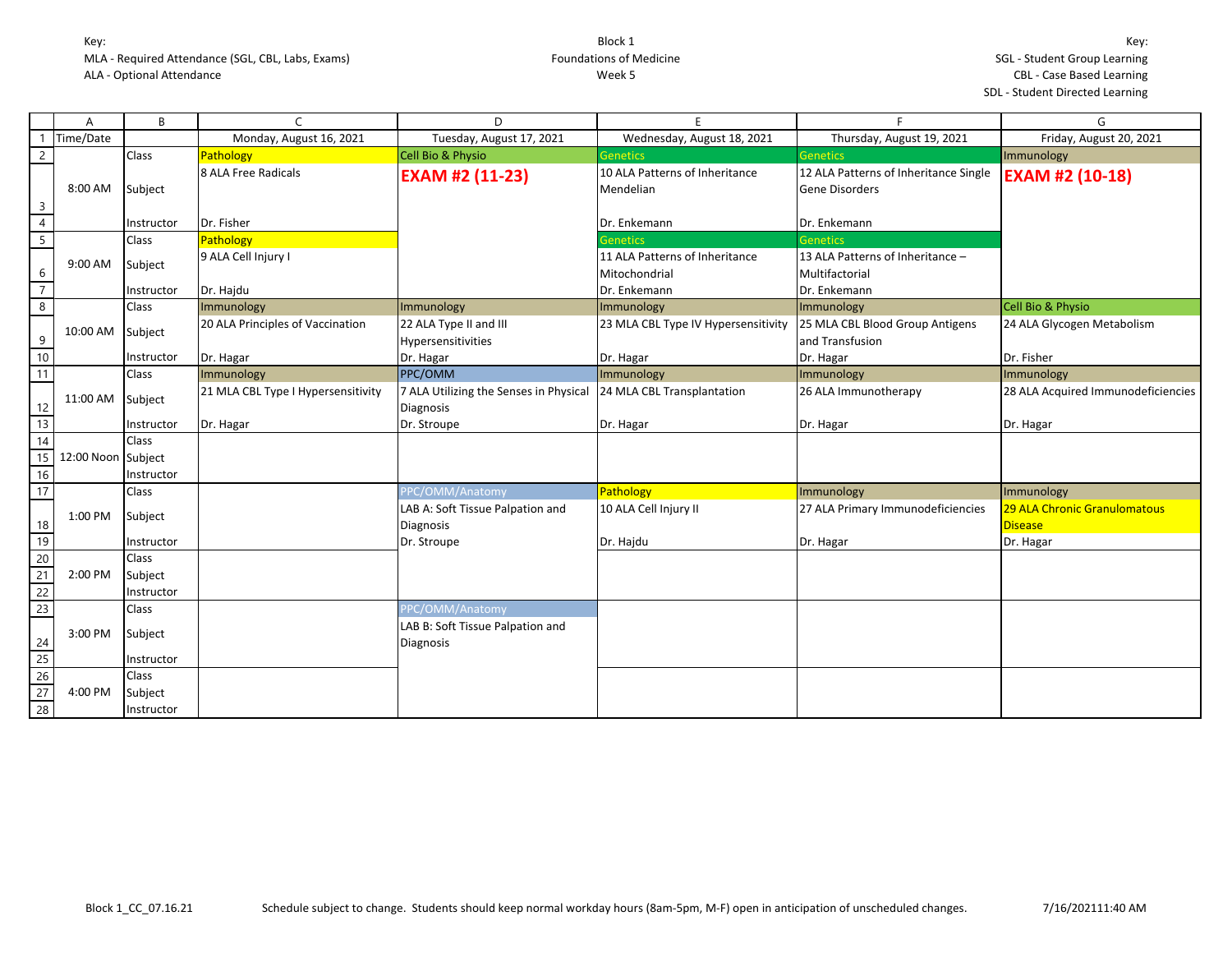Key:
MLA - Required Attendance (SGL, CBL, Labs, Exams)
ALA - Optional Attendance

Block 1
Foundations of Medicine
Week 5

Key:
SGL - Student Group Learning
CBL - Case Based Learning
SDL - Student Directed Learning

| Time/Date | | Monday, August 16, 2021 | Tuesday, August 17, 2021 | Wednesday, August 18, 2021 | Thursday, August 19, 2021 | Friday, August 20, 2021 |
|---|---|---|---|---|---|---|
| 8:00 AM | Class | Pathology | Cell Bio & Physio | Genetics | Genetics | Immunology |
| | Subject | 8 ALA Free Radicals | **EXAM #2 (11-23)** | 10 ALA Patterns of Inheritance Mendelian | 12 ALA Patterns of Inheritance Single Gene Disorders | **EXAM #2 (10-18)** |
| | Instructor | Dr. Fisher | | Dr. Enkemann | Dr. Enkemann | |
| 9:00 AM | Class | Pathology | | Genetics | Genetics | |
| | Subject | 9 ALA Cell Injury I | | 11 ALA Patterns of Inheritance Mitochondrial | 13 ALA Patterns of Inheritance – Multifactorial | |
| | Instructor | Dr. Hajdu | | Dr. Enkemann | Dr. Enkemann | |
| 10:00 AM | Class | Immunology | Immunology | Immunology | Immunology | Cell Bio & Physio |
| | Subject | 20 ALA Principles of Vaccination | 22 ALA Type II and III Hypersensitivities | 23 MLA CBL Type IV Hypersensitivity | 25 MLA CBL Blood Group Antigens and Transfusion | 24 ALA Glycogen Metabolism |
| | Instructor | Dr. Hagar | Dr. Hagar | Dr. Hagar | Dr. Hagar | Dr. Fisher |
| 11:00 AM | Class | Immunology | PPC/OMM | Immunology | Immunology | Immunology |
| | Subject | 21 MLA CBL Type I Hypersensitivity | 7 ALA Utilizing the Senses in Physical Diagnosis | 24 MLA CBL Transplantation | 26 ALA Immunotherapy | 28 ALA Acquired Immunodeficiencies |
| | Instructor | Dr. Hagar | Dr. Stroupe | Dr. Hagar | Dr. Hagar | Dr. Hagar |
| 12:00 Noon | Class | | | | | |
| | Subject | | | | | |
| | Instructor | | | | | |
| 1:00 PM | Class | | PPC/OMM/Anatomy | Pathology | Immunology | Immunology |
| | Subject | | LAB A: Soft Tissue Palpation and Diagnosis | 10 ALA Cell Injury II | 27 ALA Primary Immunodeficiencies | 29 ALA Chronic Granulomatous Disease |
| | Instructor | | Dr. Stroupe | Dr. Hajdu | Dr. Hagar | Dr. Hagar |
| 2:00 PM | Class | | | | | |
| | Subject | | | | | |
| | Instructor | | | | | |
| 3:00 PM | Class | | PPC/OMM/Anatomy | | | |
| | Subject | | LAB B: Soft Tissue Palpation and Diagnosis | | | |
| | Instructor | | | | | |
| 4:00 PM | Class | | | | | |
| | Subject | | | | | |
| | Instructor | | | | | |

Block 1_CC_07.16.21 — Schedule subject to change. Students should keep normal workday hours (8am-5pm, M-F) open in anticipation of unscheduled changes. — 7/16/2021 11:40 AM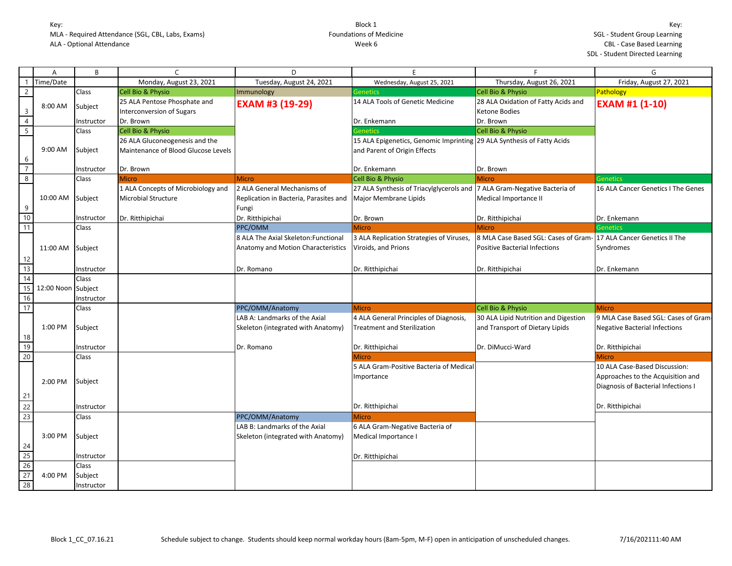Key:
MLA - Required Attendance (SGL, CBL, Labs, Exams)
ALA - Optional Attendance

Block 1
Foundations of Medicine
Week 6

Key:
SGL - Student Group Learning
CBL - Case Based Learning
SDL - Student Directed Learning

| | A | B | C | D | E | F | G |
|---|---|---|---|---|---|---|---|
| 1 | Time/Date | | Monday, August 23, 2021 | Tuesday, August 24, 2021 | Wednesday, August 25, 2021 | Thursday, August 26, 2021 | Friday, August 27, 2021 |
| 2 | 8:00 AM | Class | Cell Bio & Physio | Immunology | Genetics | Cell Bio & Physio | Pathology |
| 3 | | Subject | 25 ALA Pentose Phosphate and Interconversion of Sugars | **EXAM #3 (19-29)** | 14 ALA Tools of Genetic Medicine | 28 ALA Oxidation of Fatty Acids and Ketone Bodies | **EXAM #1 (1-10)** |
| 4 | | Instructor | Dr. Brown | | Dr. Enkemann | Dr. Brown | |
| 5 | 9:00 AM | Class | Cell Bio & Physio | | Genetics | Cell Bio & Physio | |
| 6 | | Subject | 26 ALA Gluconeogenesis and the Maintenance of Blood Glucose Levels | | 15 ALA Epigenetics, Genomic Imprinting and Parent of Origin Effects | 29 ALA Synthesis of Fatty Acids | |
| 7 | | Instructor | Dr. Brown | | Dr. Enkemann | Dr. Brown | |
| 8 | 10:00 AM | Class | Micro | Micro | Cell Bio & Physio | Micro | Genetics |
| 9 | | Subject | 1 ALA Concepts of Microbiology and Microbial Structure | 2 ALA General Mechanisms of Replication in Bacteria, Parasites and Fungi | 27 ALA Synthesis of Triacylglycerols and Major Membrane Lipids | 7 ALA Gram-Negative Bacteria of Medical Importance II | 16 ALA Cancer Genetics I The Genes |
| 10 | | Instructor | Dr. Ritthipichai | Dr. Ritthipichai | Dr. Brown | Dr. Ritthipichai | Dr. Enkemann |
| 11 | 11:00 AM | Class | | PPC/OMM | Micro | Micro | Genetics |
| 12 | | Subject | | 8 ALA The Axial Skeleton:Functional Anatomy and Motion Characteristics | 3 ALA Replication Strategies of Viruses, Viroids, and Prions | 8 MLA Case Based SGL: Cases of Gram-Positive Bacterial Infections | 17 ALA Cancer Genetics II The Syndromes |
| 13 | | Instructor | | Dr. Romano | Dr. Ritthipichai | Dr. Ritthipichai | Dr. Enkemann |
| 14 | 12:00 Noon | Class | | | | | |
| 15 | | Subject | | | | | |
| 16 | | Instructor | | | | | |
| 17 | 1:00 PM | Class | | PPC/OMM/Anatomy | Micro | Cell Bio & Physio | Micro |
| 18 | | Subject | | LAB A: Landmarks of the Axial Skeleton (integrated with Anatomy) | 4 ALA General Principles of Diagnosis, Treatment and Sterilization | 30 ALA Lipid Nutrition and Digestion and Transport of Dietary Lipids | 9 MLA Case Based SGL: Cases of Gram-Negative Bacterial Infections |
| 19 | | Instructor | | Dr. Romano | Dr. Ritthipichai | Dr. DiMucci-Ward | Dr. Ritthipichai |
| 20 | 2:00 PM | Class | | | Micro | | Micro |
| 21 | | Subject | | | 5 ALA Gram-Positive Bacteria of Medical Importance | | 10 ALA Case-Based Discussion: Approaches to the Acquisition and Diagnosis of Bacterial Infections I |
| 22 | | Instructor | | | Dr. Ritthipichai | | Dr. Ritthipichai |
| 23 | 3:00 PM | Class | | PPC/OMM/Anatomy | Micro | | |
| 24 | | Subject | | LAB B: Landmarks of the Axial Skeleton (integrated with Anatomy) | 6 ALA Gram-Negative Bacteria of Medical Importance I | | |
| 25 | | Instructor | | | Dr. Ritthipichai | | |
| 26 | 4:00 PM | Class | | | | | |
| 27 | | Subject | | | | | |
| 28 | | Instructor | | | | | |

Block 1_CC_07.16.21 — Schedule subject to change. Students should keep normal workday hours (8am-5pm, M-F) open in anticipation of unscheduled changes. — 7/16/202111:40 AM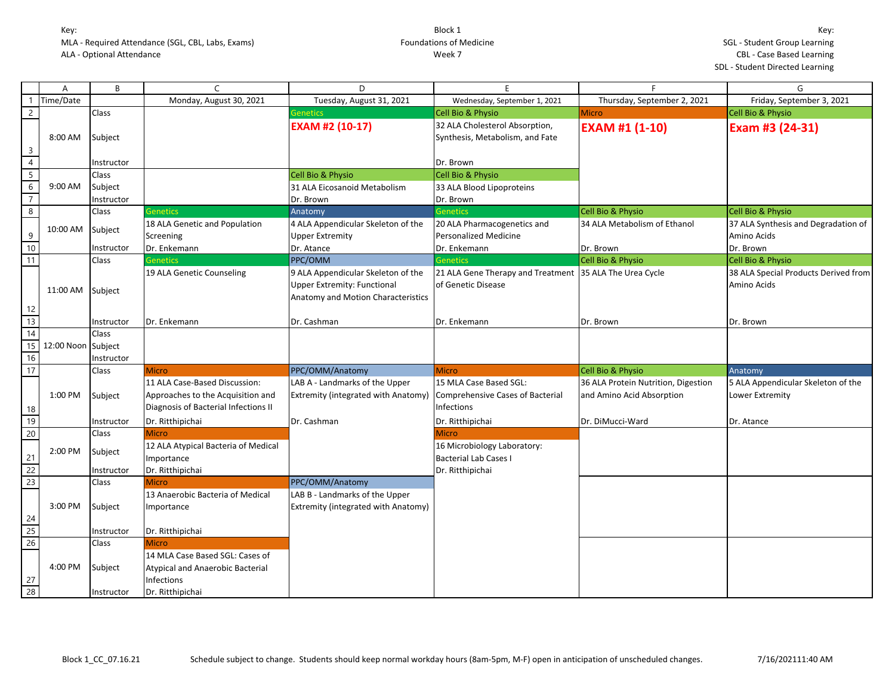Key:
MLA - Required Attendance (SGL, CBL, Labs, Exams)
ALA - Optional Attendance

Block 1
Foundations of Medicine
Week 7

Key:
SGL - Student Group Learning
CBL - Case Based Learning
SDL - Student Directed Learning

| | A | B | C | D | E | F | G |
|---|---|---|---|---|---|---|---|
| 1 | Time/Date | | Monday, August 30, 2021 | Tuesday, August 31, 2021 | Wednesday, September 1, 2021 | Thursday, September 2, 2021 | Friday, September 3, 2021 |
| 2 | 8:00 AM | Class | | Genetics | Cell Bio & Physio | Micro | Cell Bio & Physio |
| 3 | | Subject | | **EXAM #2 (10-17)** | 32 ALA Cholesterol Absorption, Synthesis, Metabolism, and Fate | **EXAM #1 (1-10)** | **Exam #3 (24-31)** |
| 4 | | Instructor | | | Dr. Brown | | |
| 5 | 9:00 AM | Class | | Cell Bio & Physio | Cell Bio & Physio | | |
| 6 | | Subject | | 31 ALA Eicosanoid Metabolism | 33 ALA Blood Lipoproteins | | |
| 7 | | Instructor | | Dr. Brown | Dr. Brown | | |
| 8 | 10:00 AM | Class | Genetics | Anatomy | Genetics | Cell Bio & Physio | Cell Bio & Physio |
| 9 | | Subject | 18 ALA Genetic and Population Screening | 4 ALA Appendicular Skeleton of the Upper Extremity | 20 ALA Pharmacogenetics and Personalized Medicine | 34 ALA Metabolism of Ethanol | 37 ALA Synthesis and Degradation of Amino Acids |
| 10 | | Instructor | Dr. Enkemann | Dr. Atance | Dr. Enkemann | Dr. Brown | Dr. Brown |
| 11 | 11:00 AM | Class | Genetics | PPC/OMM | Genetics | Cell Bio & Physio | Cell Bio & Physio |
| 12 | | Subject | 19 ALA Genetic Counseling | 9 ALA Appendicular Skeleton of the Upper Extremity: Functional Anatomy and Motion Characteristics | 21 ALA Gene Therapy and Treatment of Genetic Disease | 35 ALA The Urea Cycle | 38 ALA Special Products Derived from Amino Acids |
| 13 | | Instructor | Dr. Enkemann | Dr. Cashman | Dr. Enkemann | Dr. Brown | Dr. Brown |
| 14 | 12:00 Noon | Class | | | | | |
| 15 | | Subject | | | | | |
| 16 | | Instructor | | | | | |
| 17 | 1:00 PM | Class | Micro | PPC/OMM/Anatomy | Micro | Cell Bio & Physio | Anatomy |
| 18 | | Subject | 11 ALA Case-Based Discussion: Approaches to the Acquisition and Diagnosis of Bacterial Infections II | LAB A - Landmarks of the Upper Extremity (integrated with Anatomy) | 15 MLA Case Based SGL: Comprehensive Cases of Bacterial Infections | 36 ALA Protein Nutrition, Digestion and Amino Acid Absorption | 5 ALA Appendicular Skeleton of the Lower Extremity |
| 19 | | Instructor | Dr. Ritthipichai | Dr. Cashman | Dr. Ritthipichai | Dr. DiMucci-Ward | Dr. Atance |
| 20 | 2:00 PM | Class | Micro | | Micro | | |
| 21 | | Subject | 12 ALA Atypical Bacteria of Medical Importance | | 16 Microbiology Laboratory: Bacterial Lab Cases I | | |
| 22 | | Instructor | Dr. Ritthipichai | | Dr. Ritthipichai | | |
| 23 | 3:00 PM | Class | Micro | PPC/OMM/Anatomy | | | |
| 24 | | Subject | 13 Anaerobic Bacteria of Medical Importance | LAB B - Landmarks of the Upper Extremity (integrated with Anatomy) | | | |
| 25 | | Instructor | Dr. Ritthipichai | | | | |
| 26 | 4:00 PM | Class | Micro | | | | |
| 27 | | Subject | 14 MLA Case Based SGL: Cases of Atypical and Anaerobic Bacterial Infections | | | | |
| 28 | | Instructor | Dr. Ritthipichai | | | | |

Block 1_CC_07.16.21 Schedule subject to change. Students should keep normal workday hours (8am-5pm, M-F) open in anticipation of unscheduled changes. 7/16/202111:40 AM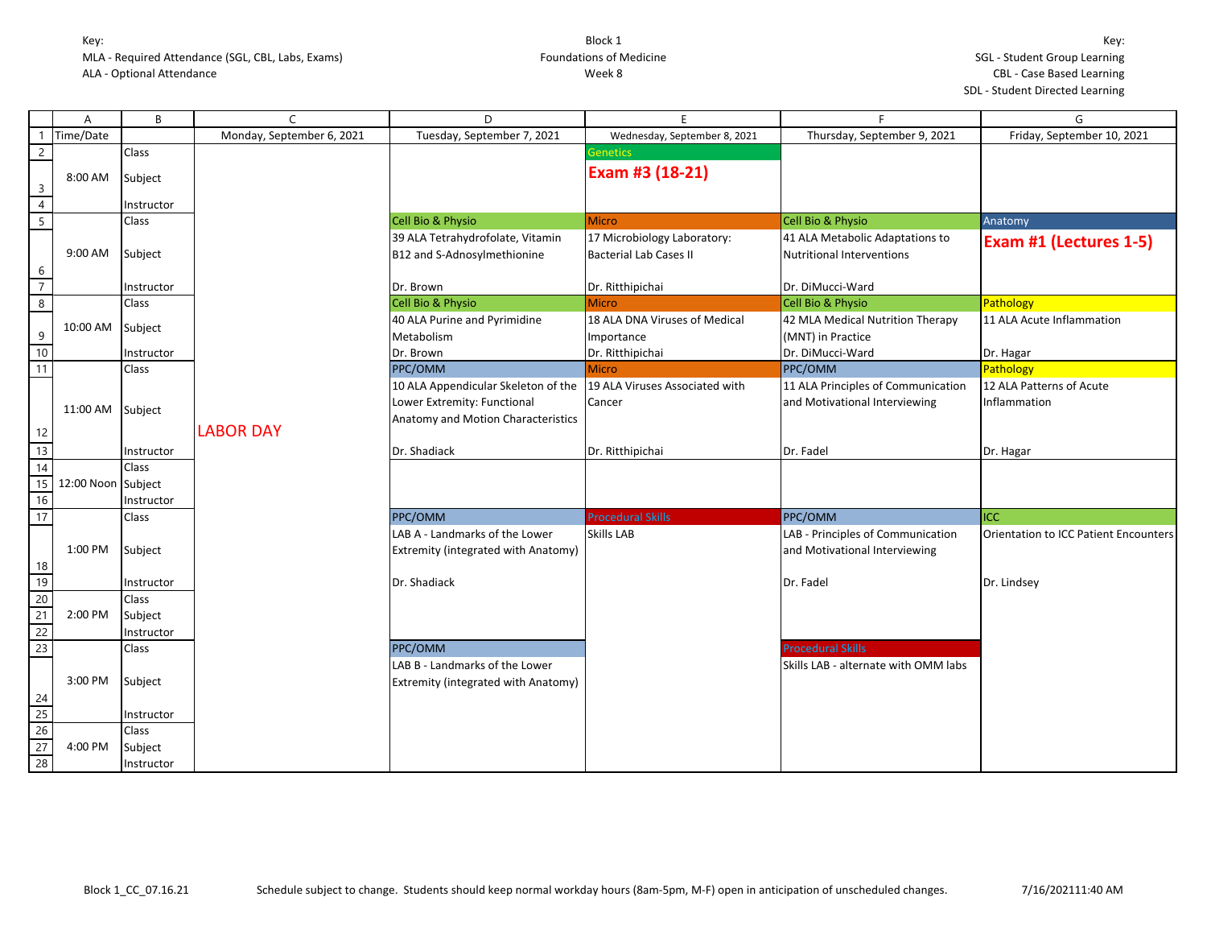Key:
MLA - Required Attendance (SGL, CBL, Labs, Exams)
ALA - Optional Attendance

Block 1
Foundations of Medicine
Week 8

Key:
SGL - Student Group Learning
CBL - Case Based Learning
SDL - Student Directed Learning

| Time/Date | | Monday, September 6, 2021 | Tuesday, September 7, 2021 | Wednesday, September 8, 2021 | Thursday, September 9, 2021 | Friday, September 10, 2021 |
|---|---|---|---|---|---|---|
| 8:00 AM | Class | LABOR DAY | | Genetics | | |
| | Subject | | | **Exam #3 (18-21)** | | |
| | Instructor | | | | | |
| 9:00 AM | Class | | Cell Bio & Physio | Micro | Cell Bio & Physio | Anatomy |
| | Subject | | 39 ALA Tetrahydrofolate, Vitamin B12 and S-Adnosylmethionine | 17 Microbiology Laboratory: Bacterial Lab Cases II | 41 ALA Metabolic Adaptations to Nutritional Interventions | **Exam #1 (Lectures 1-5)** |
| | Instructor | | Dr. Brown | Dr. Ritthipichai | Dr. DiMucci-Ward | |
| 10:00 AM | Class | | Cell Bio & Physio | Micro | Cell Bio & Physio | Pathology |
| | Subject | | 40 ALA Purine and Pyrimidine Metabolism | 18 ALA DNA Viruses of Medical Importance | 42 MLA Medical Nutrition Therapy (MNT) in Practice | 11 ALA Acute Inflammation |
| | Instructor | | Dr. Brown | Dr. Ritthipichai | Dr. DiMucci-Ward | Dr. Hagar |
| 11:00 AM | Class | | PPC/OMM | Micro | PPC/OMM | Pathology |
| | Subject | | 10 ALA Appendicular Skeleton of the Lower Extremity: Functional Anatomy and Motion Characteristics | 19 ALA Viruses Associated with Cancer | 11 ALA Principles of Communication and Motivational Interviewing | 12 ALA Patterns of Acute Inflammation |
| | Instructor | | Dr. Shadiack | Dr. Ritthipichai | Dr. Fadel | Dr. Hagar |
| 12:00 Noon | Class | | | | | |
| | Subject | | | | | |
| | Instructor | | | | | |
| 1:00 PM | Class | | PPC/OMM | Procedural Skills | PPC/OMM | ICC |
| | Subject | | LAB A - Landmarks of the Lower Extremity (integrated with Anatomy) | Skills LAB | LAB - Principles of Communication and Motivational Interviewing | Orientation to ICC Patient Encounters |
| | Instructor | | Dr. Shadiack | | Dr. Fadel | Dr. Lindsey |
| 2:00 PM | Class | | | | | |
| | Subject | | | | | |
| | Instructor | | | | | |
| 3:00 PM | Class | | PPC/OMM | | Procedural Skills | |
| | Subject | | LAB B - Landmarks of the Lower Extremity (integrated with Anatomy) | | Skills LAB - alternate with OMM labs | |
| | Instructor | | | | | |
| 4:00 PM | Class | | | | | |
| | Subject | | | | | |
| | Instructor | | | | | |

Block 1_CC_07.16.21    Schedule subject to change. Students should keep normal workday hours (8am-5pm, M-F) open in anticipation of unscheduled changes.    7/16/202111:40 AM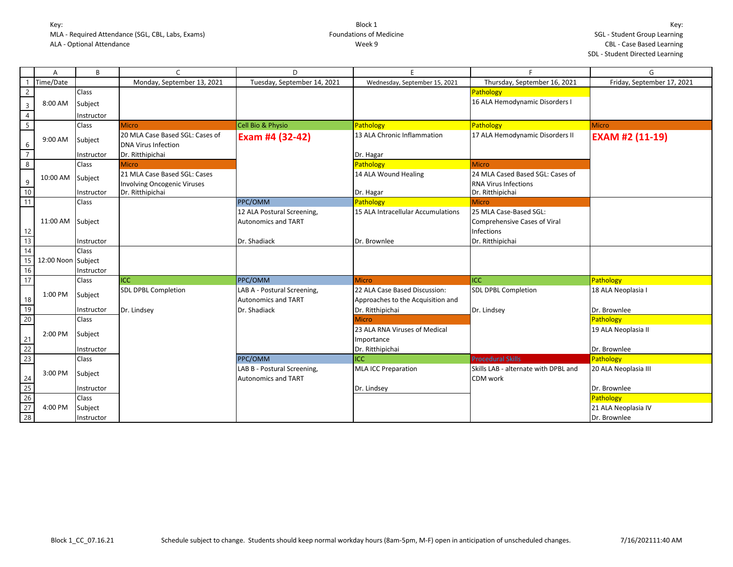Key:
MLA - Required Attendance (SGL, CBL, Labs, Exams)
ALA - Optional Attendance

Block 1
Foundations of Medicine
Week 9

Key:
SGL - Student Group Learning
CBL - Case Based Learning
SDL - Student Directed Learning

| | A | B | C | D | E | F | G |
|---|---|---|---|---|---|---|---|
| 1 | Time/Date | | Monday, September 13, 2021 | Tuesday, September 14, 2021 | Wednesday, September 15, 2021 | Thursday, September 16, 2021 | Friday, September 17, 2021 |
| 2 | | Class | | | | Pathology | |
| 3 | 8:00 AM | Subject | | | | 16 ALA Hemodynamic Disorders I | |
| 4 | | Instructor | | | | | |
| 5 | | Class | Micro | Cell Bio & Physio | Pathology | Pathology | Micro |
| 6 | 9:00 AM | Subject | 20 MLA Case Based SGL: Cases of DNA Virus Infection | **Exam #4 (32-42)** | 13 ALA Chronic Inflammation | 17 ALA Hemodynamic Disorders II | **EXAM #2 (11-19)** |
| 7 | | Instructor | Dr. Ritthipichai | | Dr. Hagar | | |
| 8 | | Class | Micro | | Pathology | Micro | |
| 9 | 10:00 AM | Subject | 21 MLA Case Based SGL: Cases Involving Oncogenic Viruses | | 14 ALA Wound Healing | 24 MLA Cased Based SGL: Cases of RNA Virus Infections | |
| 10 | | Instructor | Dr. Ritthipichai | | Dr. Hagar | Dr. Ritthipichai | |
| 11 | | Class | | PPC/OMM | Pathology | Micro | |
| 12 | 11:00 AM | Subject | | 12 ALA Postural Screening, Autonomics and TART | 15 ALA Intracellular Accumulations | 25 MLA Case-Based SGL: Comprehensive Cases of Viral Infections | |
| 13 | | Instructor | | Dr. Shadiack | Dr. Brownlee | Dr. Ritthipichai | |
| 14 | | Class | | | | | |
| 15 | 12:00 Noon | Subject | | | | | |
| 16 | | Instructor | | | | | |
| 17 | | Class | ICC | PPC/OMM | Micro | ICC | Pathology |
| 18 | 1:00 PM | Subject | SDL DPBL Completion | LAB A - Postural Screening, Autonomics and TART | 22 ALA Case Based Discussion: Approaches to the Acquisition and | SDL DPBL Completion | 18 ALA Neoplasia I |
| 19 | | Instructor | Dr. Lindsey | Dr. Shadiack | Dr. Ritthipichai | Dr. Lindsey | Dr. Brownlee |
| 20 | | Class | | | Micro | | Pathology |
| 21 | 2:00 PM | Subject | | | 23 ALA RNA Viruses of Medical Importance | | 19 ALA Neoplasia II |
| 22 | | Instructor | | | Dr. Ritthipichai | | Dr. Brownlee |
| 23 | | Class | | PPC/OMM | ICC | Procedural Skills | Pathology |
| 24 | 3:00 PM | Subject | | LAB B - Postural Screening, Autonomics and TART | MLA ICC Preparation | Skills LAB - alternate with DPBL and CDM work | 20 ALA Neoplasia III |
| 25 | | Instructor | | | Dr. Lindsey | | Dr. Brownlee |
| 26 | | Class | | | | | Pathology |
| 27 | 4:00 PM | Subject | | | | | 21 ALA Neoplasia IV |
| 28 | | Instructor | | | | | Dr. Brownlee |

Block 1_CC_07.16.21 Schedule subject to change. Students should keep normal workday hours (8am-5pm, M-F) open in anticipation of unscheduled changes. 7/16/202111:40 AM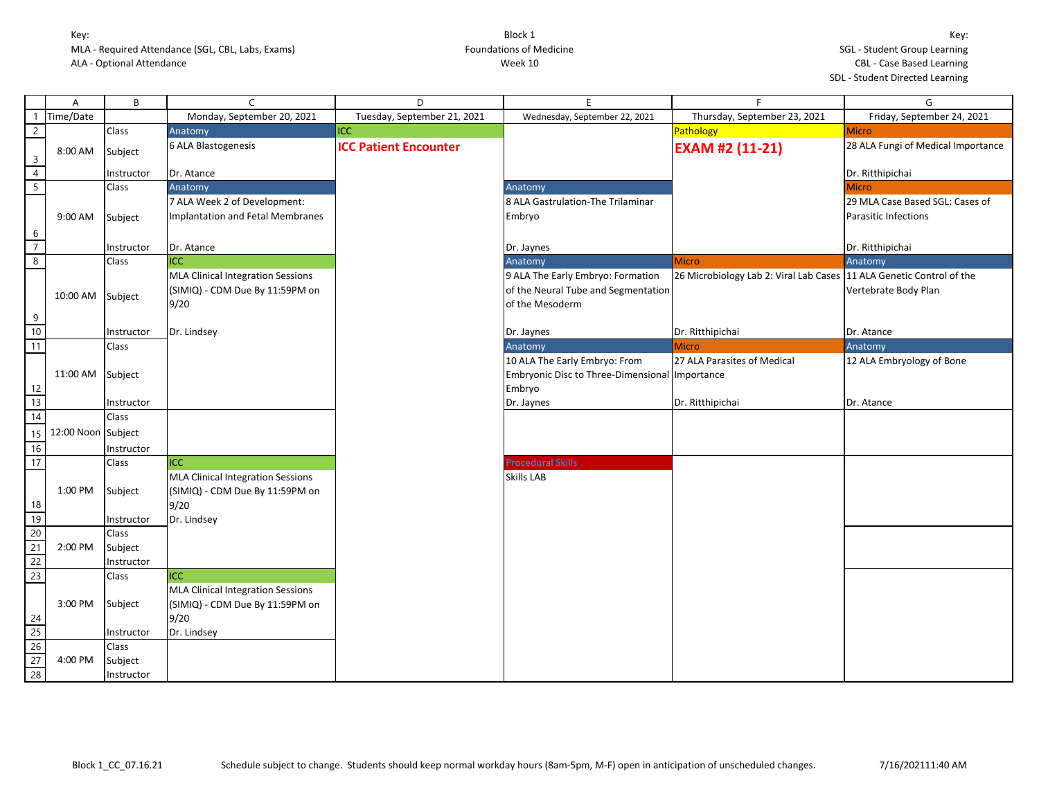Key:
MLA - Required Attendance (SGL, CBL, Labs, Exams)
ALA - Optional Attendance

Block 1
Foundations of Medicine
Week 10

Key:
SGL - Student Group Learning
CBL - Case Based Learning
SDL - Student Directed Learning

| Time/Date | | Monday, September 20, 2021 | Tuesday, September 21, 2021 | Wednesday, September 22, 2021 | Thursday, September 23, 2021 | Friday, September 24, 2021 |
|---|---|---|---|---|---|---|
| 8:00 AM | Class | Anatomy | ICC | | Pathology | Micro |
| | Subject | 6 ALA Blastogenesis | **ICC Patient Encounter** | | **EXAM #2 (11-21)** | 28 ALA Fungi of Medical Importance |
| | Instructor | Dr. Atance | | | | Dr. Ritthipichai |
| 9:00 AM | Class | Anatomy | | Anatomy | | Micro |
| | Subject | 7 ALA Week 2 of Development: Implantation and Fetal Membranes | | 8 ALA Gastrulation-The Trilaminar Embryo | | 29 MLA Case Based SGL: Cases of Parasitic Infections |
| | Instructor | Dr. Atance | | Dr. Jaynes | | Dr. Ritthipichai |
| 10:00 AM | Class | ICC | | Anatomy | Micro | Anatomy |
| | Subject | MLA Clinical Integration Sessions (SIMIQ) - CDM Due By 11:59PM on 9/20 | | 9 ALA The Early Embryo: Formation of the Neural Tube and Segmentation of the Mesoderm | 26 Microbiology Lab 2: Viral Lab Cases | 11 ALA Genetic Control of the Vertebrate Body Plan |
| | Instructor | Dr. Lindsey | | Dr. Jaynes | Dr. Ritthipichai | Dr. Atance |
| 11:00 AM | Class | | | Anatomy | Micro | Anatomy |
| | Subject | | | 10 ALA The Early Embryo: From Embryonic Disc to Three-Dimensional Embryo | 27 ALA Parasites of Medical Importance | 12 ALA Embryology of Bone |
| | Instructor | | | Dr. Jaynes | Dr. Ritthipichai | Dr. Atance |
| 12:00 Noon | Class | | | | | |
| | Subject | | | | | |
| | Instructor | | | | | |
| 1:00 PM | Class | ICC | | Procedural Skills | | |
| | Subject | MLA Clinical Integration Sessions (SIMIQ) - CDM Due By 11:59PM on 9/20 | | Skills LAB | | |
| | Instructor | Dr. Lindsey | | | | |
| 2:00 PM | Class | | | | | |
| | Subject | | | | | |
| | Instructor | | | | | |
| 3:00 PM | Class | ICC | | | | |
| | Subject | MLA Clinical Integration Sessions (SIMIQ) - CDM Due By 11:59PM on 9/20 | | | | |
| | Instructor | Dr. Lindsey | | | | |
| 4:00 PM | Class | | | | | |
| | Subject | | | | | |
| | Instructor | | | | | |

Block 1_CC_07.16.21 Schedule subject to change. Students should keep normal workday hours (8am-5pm, M-F) open in anticipation of unscheduled changes. 7/16/202111:40 AM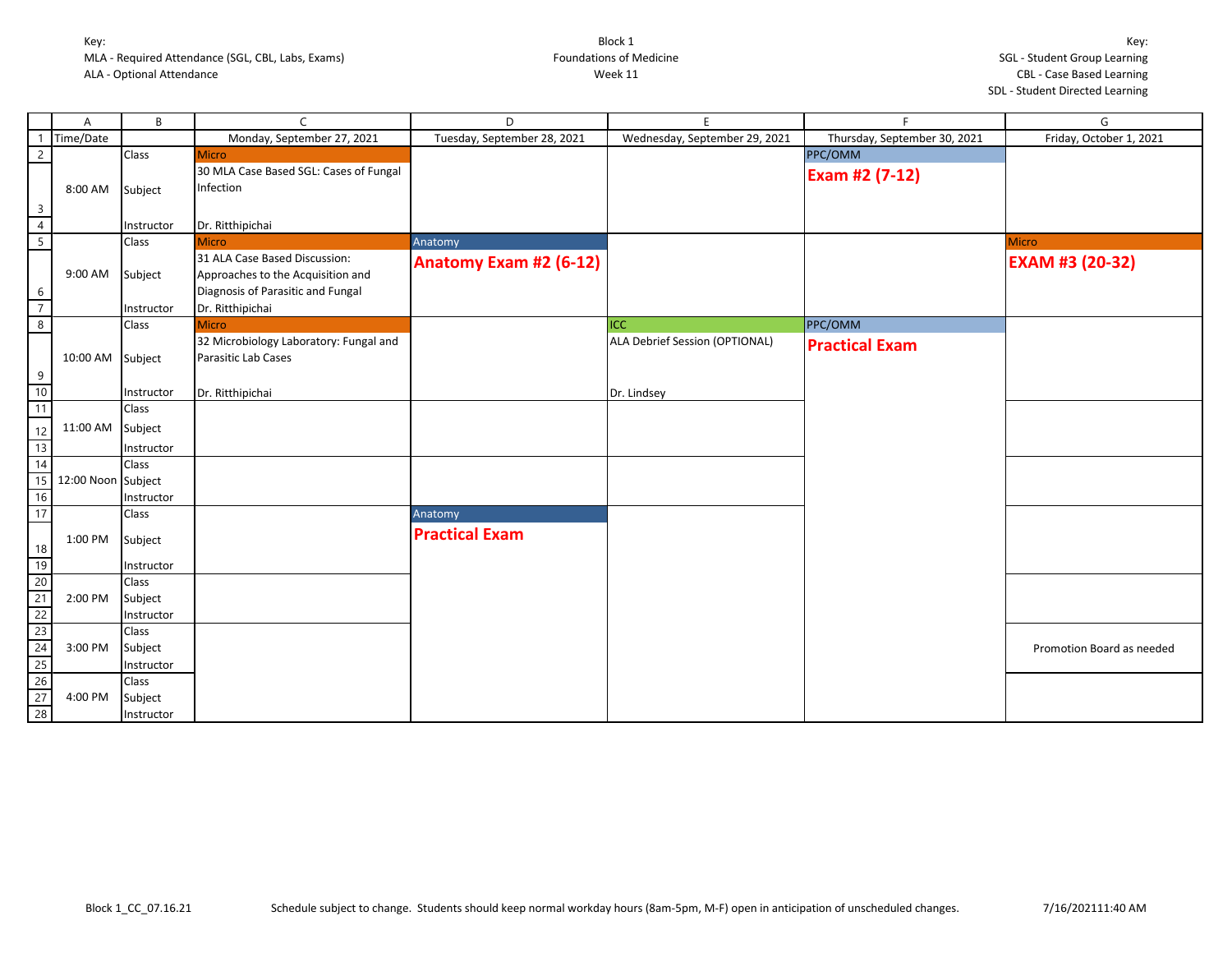Key:
MLA - Required Attendance (SGL, CBL, Labs, Exams)
ALA - Optional Attendance

Block 1
Foundations of Medicine
Week 11

Key:
SGL - Student Group Learning
CBL - Case Based Learning
SDL - Student Directed Learning

| | A | B | C | D | E | F | G |
|---|---|---|---|---|---|---|---|
| 1 | Time/Date | | Monday, September 27, 2021 | Tuesday, September 28, 2021 | Wednesday, September 29, 2021 | Thursday, September 30, 2021 | Friday, October 1, 2021 |
| 2 | | Class | Micro | | | PPC/OMM | |
| 3 | 8:00 AM | Subject | 30 MLA Case Based SGL: Cases of Fungal Infection | | | **Exam #2 (7-12)** | |
| 4 | | Instructor | Dr. Ritthipichai | | | | |
| 5 | | Class | Micro | Anatomy | | | Micro |
| 6 | 9:00 AM | Subject | 31 ALA Case Based Discussion: Approaches to the Acquisition and Diagnosis of Parasitic and Fungal | **Anatomy Exam #2 (6-12)** | | | **EXAM #3 (20-32)** |
| 7 | | Instructor | Dr. Ritthipichai | | | | |
| 8 | | Class | Micro | | ICC | PPC/OMM | |
| 9 | 10:00 AM | Subject | 32 Microbiology Laboratory: Fungal and Parasitic Lab Cases | | ALA Debrief Session (OPTIONAL) | **Practical Exam** | |
| 10 | | Instructor | Dr. Ritthipichai | | Dr. Lindsey | | |
| 11 | | Class | | | | | |
| 12 | 11:00 AM | Subject | | | | | |
| 13 | | Instructor | | | | | |
| 14 | | Class | | | | | |
| 15 | 12:00 Noon | Subject | | | | | |
| 16 | | Instructor | | | | | |
| 17 | | Class | | Anatomy | | | |
| 18 | 1:00 PM | Subject | | **Practical Exam** | | | |
| 19 | | Instructor | | | | | |
| 20 | | Class | | | | | |
| 21 | 2:00 PM | Subject | | | | | |
| 22 | | Instructor | | | | | |
| 23 | | Class | | | | | |
| 24 | 3:00 PM | Subject | | | | | Promotion Board as needed |
| 25 | | Instructor | | | | | |
| 26 | | Class | | | | | |
| 27 | 4:00 PM | Subject | | | | | |
| 28 | | Instructor | | | | | |

Block 1_CC_07.16.21 Schedule subject to change. Students should keep normal workday hours (8am-5pm, M-F) open in anticipation of unscheduled changes. 7/16/202111:40 AM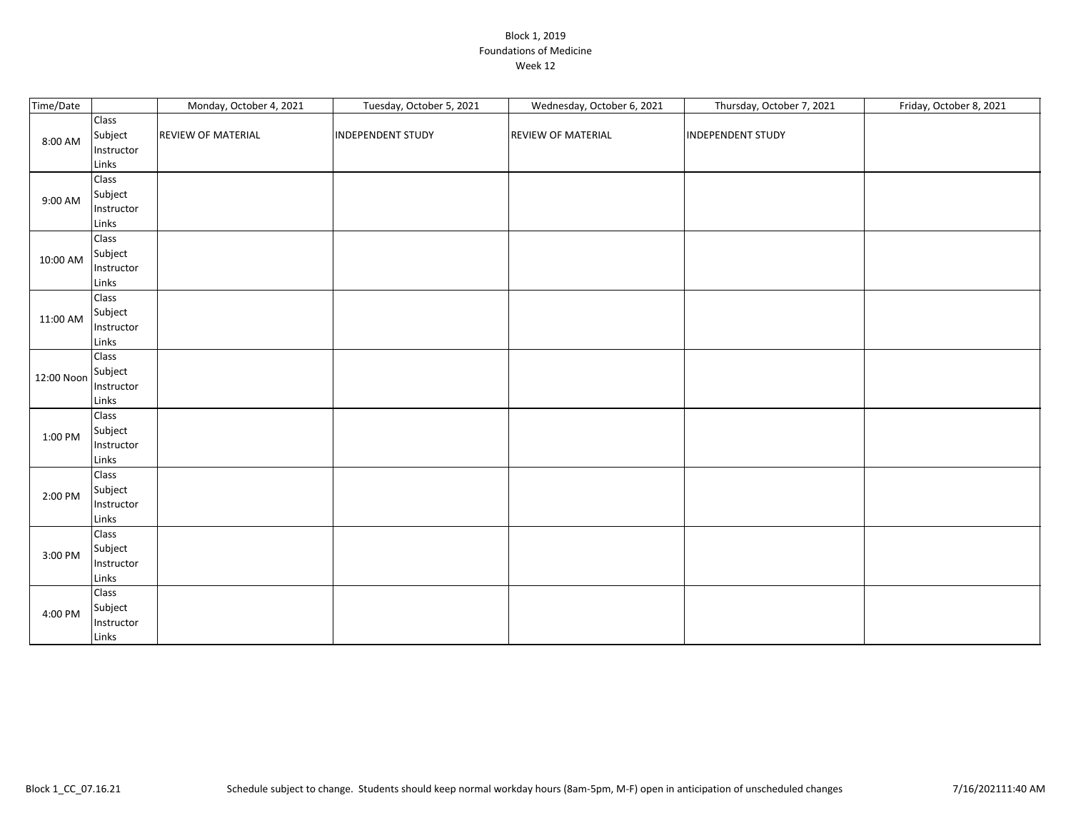Block 1, 2019
Foundations of Medicine
Week 12

| Time/Date | | Monday, October 4, 2021 | Tuesday, October 5, 2021 | Wednesday, October 6, 2021 | Thursday, October 7, 2021 | Friday, October 8, 2021 |
|---|---|---|---|---|---|---|
| 8:00 AM | Class<br>Subject<br>Instructor<br>Links | REVIEW OF MATERIAL | INDEPENDENT STUDY | REVIEW OF MATERIAL | INDEPENDENT STUDY | |
| 9:00 AM | Class<br>Subject<br>Instructor<br>Links | | | | | |
| 10:00 AM | Class<br>Subject<br>Instructor<br>Links | | | | | |
| 11:00 AM | Class<br>Subject<br>Instructor<br>Links | | | | | |
| 12:00 Noon | Class<br>Subject<br>Instructor<br>Links | | | | | |
| 1:00 PM | Class<br>Subject<br>Instructor<br>Links | | | | | |
| 2:00 PM | Class<br>Subject<br>Instructor<br>Links | | | | | |
| 3:00 PM | Class<br>Subject<br>Instructor<br>Links | | | | | |
| 4:00 PM | Class<br>Subject<br>Instructor<br>Links | | | | | |

Schedule subject to change. Students should keep normal workday hours (8am-5pm, M-F) open in anticipation of unscheduled changes